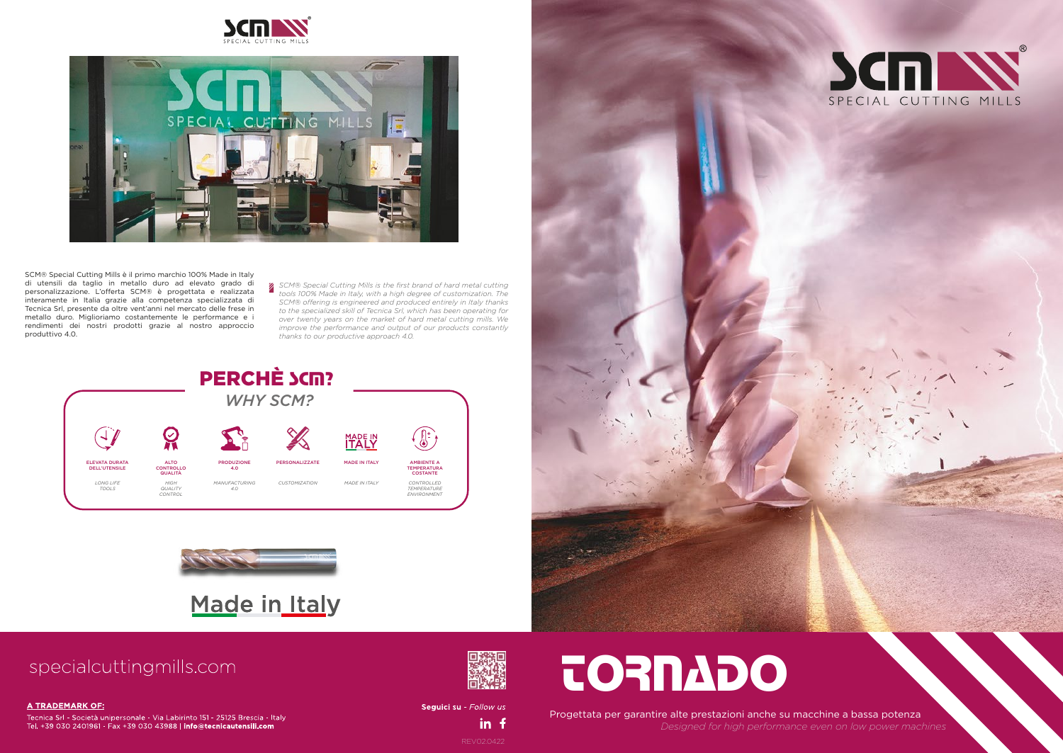SCM® Special Cutting Mills è il primo marchio 100% Made in Italy di utensili da taglio in metallo duro ad elevato grado di personalizzazione. L'offerta SCM® è progettata e realizzata interamente in Italia grazie alla competenza specializzata di Tecnica Srl, presente da oltre vent'anni nel mercato delle frese in metallo duro. Miglioriamo costantemente le performance e i rendimenti dei nostri prodotti grazie al nostro approccio produttivo 4.0.

*SCM® Special Cutting Mills is the first brand of hard metal cutting tools 100% Made in Italy, with a high degree of customization. The SCM® offering is engineered and produced entirely in Italy thanks to the specialized skill of Tecnica Srl, which has been operating for over twenty years on the market of hard metal cutting mills. We improve the performance and output of our products constantly thanks to our productive approach 4.0.*

## PERCHÈ SCM?

*WHY SCM?*

| ELEVATA DURATA DELL'UTENSILE | ALTO CONTROLLO QUALITÀ | PRODUZIONE 4.0 | PERSONALIZZATE | MADE IN ITALY | AMBIENTE A TEMPERATURA COSTANTE |
|---|---|---|---|---|---|
| *LONG LIFE TOOLS* | *HIGH QUALITY CONTROL* | *MANUFACTURING 4.0* | *CUSTOMIZATION* | *MADE IN ITALY* | *CONTROLLED TEMPERATURE ENVIRONMENT* |

## Made in Italy

specialcuttingmills.com

**A TRADEMARK OF:**

Tecnica Srl - Società unipersonale - Via Labirinto 151 - 25125 Brescia - Italy
Tel. +39 030 2401961 - Fax +39 030 43988 | **info@tecnicautensili.com**

**Seguici su** - *Follow us*

REV02.0422

SCM® SPECIAL CUTTING MILLS

# TORNADO

Progettata per garantire alte prestazioni anche su macchine a bassa potenza

*Designed for high performance even on low power machines*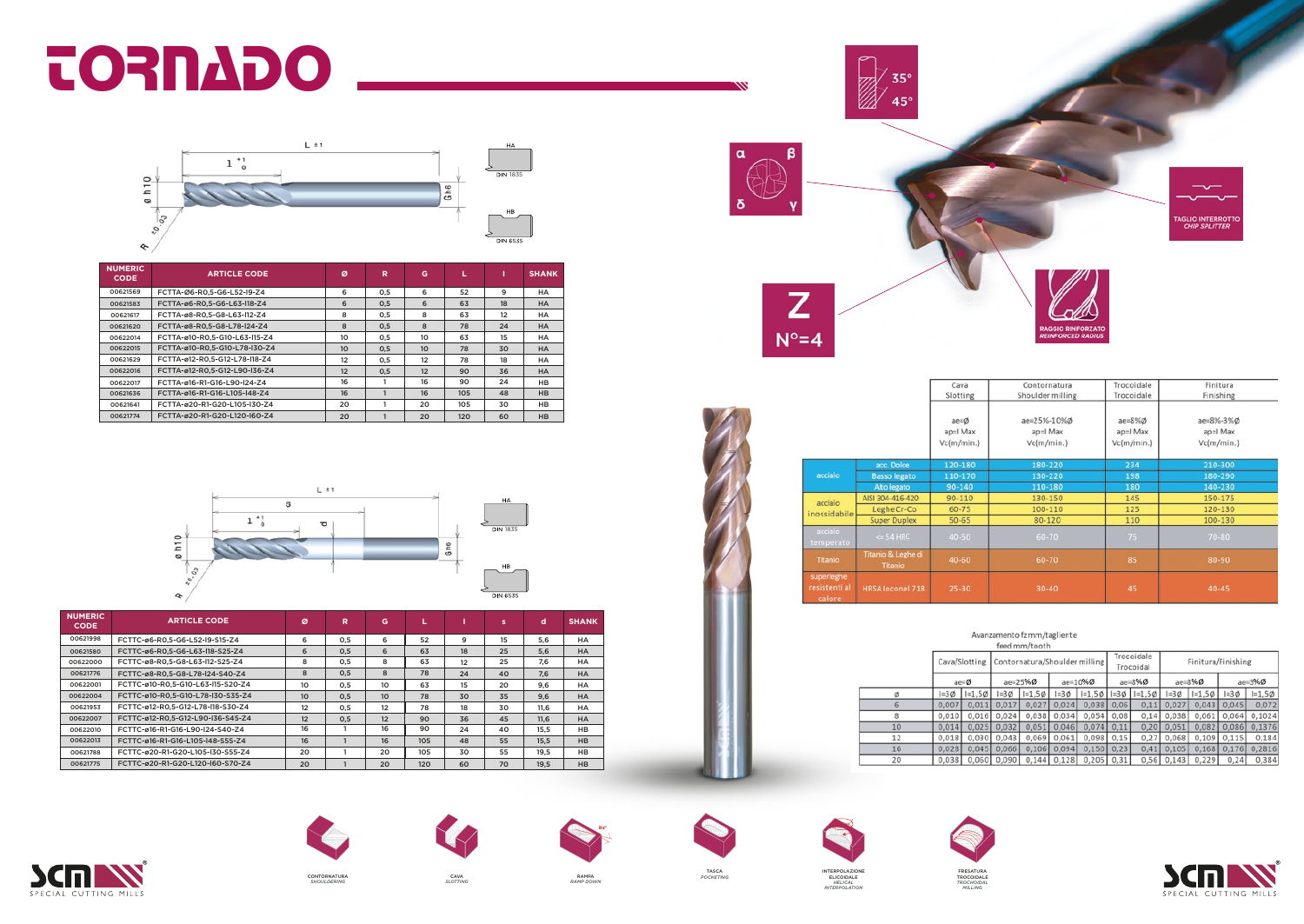# TORNADO

L ±1

l +1/0

ø h10

G h6

R ±0,03

HA DIN 1835

HB DIN 6535

| NUMERIC CODE | ARTICLE CODE | Ø | R | G | L | l | SHANK |
|---|---|---|---|---|---|---|---|
| 00621569 | FCTTA-Ø6-R0,5-G6-L52-l9-Z4 | 6 | 0,5 | 6 | 52 | 9 | HA |
| 00621583 | FCTTA-Ø6-R0,5-G6-L63-l18-Z4 | 6 | 0,5 | 6 | 63 | 18 | HA |
| 00621617 | FCTTA-ø8-R0,5-G8-L63-l12-Z4 | 8 | 0,5 | 8 | 63 | 12 | HA |
| 00621620 | FCTTA-ø8-R0,5-G8-L78-l24-Z4 | 8 | 0,5 | 8 | 78 | 24 | HA |
| 00622014 | FCTTA-ø10-R0,5-G10-L63-l15-Z4 | 10 | 0,5 | 10 | 63 | 15 | HA |
| 00622015 | FCTTA-ø10-R0,5-G10-L78-l30-Z4 | 10 | 0,5 | 10 | 78 | 30 | HA |
| 00621629 | FCTTA-ø12-R0,5-G12-L78-l18-Z4 | 12 | 0,5 | 12 | 78 | 18 | HA |
| 00622016 | FCTTA-ø12-R0,5-G12-L90-l36-Z4 | 12 | 0,5 | 12 | 90 | 36 | HA |
| 00622017 | FCTTA-ø16-R1-G16-L90-l24-Z4 | 16 | 1 | 16 | 90 | 24 | HB |
| 00621636 | FCTTA-ø16-R1-G16-L105-l48-Z4 | 16 | 1 | 16 | 105 | 48 | HB |
| 00621641 | FCTTA-ø20-R1-G20-L105-l30-Z4 | 20 | 1 | 20 | 105 | 30 | HB |
| 00621774 | FCTTA-ø20-R1-G20-L120-l60-Z4 | 20 | 1 | 20 | 120 | 60 | HB |

L ±1

S

l +1/0

d

ø h10

G h6

R ±0,03

HA DIN 1835

HB DIN 6535

| NUMERIC CODE | ARTICLE CODE | Ø | R | G | L | l | s | d | SHANK |
|---|---|---|---|---|---|---|---|---|---|
| 00621998 | FCTTC-ø6-R0,5-G6-L52-l9-S15-Z4 | 6 | 0,5 | 6 | 52 | 9 | 15 | 5,6 | HA |
| 00621580 | FCTTC-ø6-R0,5-G6-L63-l18-S25-Z4 | 6 | 0,5 | 6 | 63 | 18 | 25 | 5,6 | HA |
| 00622000 | FCTTC-ø8-R0,5-G8-L63-l12-S25-Z4 | 8 | 0,5 | 8 | 63 | 12 | 25 | 7,6 | HA |
| 00621776 | FCTTC-ø8-R0,5-G8-L78-l24-S40-Z4 | 8 | 0,5 | 8 | 78 | 24 | 40 | 7,6 | HA |
| 00622001 | FCTTC-ø10-R0,5-G10-L63-l15-S20-Z4 | 10 | 0,5 | 10 | 63 | 15 | 20 | 9,6 | HA |
| 00622004 | FCTTC-ø10-R0,5-G10-L78-l30-S35-Z4 | 10 | 0,5 | 10 | 78 | 30 | 35 | 9,6 | HA |
| 00621953 | FCTTC-ø12-R0,5-G12-L78-l18-S30-Z4 | 12 | 0,5 | 12 | 78 | 18 | 30 | 11,6 | HA |
| 00622007 | FCTTC-ø12-R0,5-G12-L90-l36-S45-Z4 | 12 | 0,5 | 12 | 90 | 36 | 45 | 11,6 | HA |
| 00622010 | FCTTC-ø16-R1-G16-L90-l24-S40-Z4 | 16 | 1 | 16 | 90 | 24 | 40 | 15,5 | HB |
| 00622013 | FCTTC-ø16-R1-G16-L105-l48-S55-Z4 | 16 | 1 | 16 | 105 | 48 | 55 | 15,5 | HB |
| 00621788 | FCTTC-ø20-R1-G20-L105-l30-S55-Z4 | 20 | 1 | 20 | 105 | 30 | 55 | 19,5 | HB |
| 00621775 | FCTTC-ø20-R1-G20-L120-l60-S70-Z4 | 20 | 1 | 20 | 120 | 60 | 70 | 19,5 | HB |

35°
45°

α β δ γ

Z N°=4

TAGLIO INTERROTTO *CHIP SPLITTER*

RAGGIO RINFORZATO *REINFORCED RADIUS*

| | | Cava Slotting | Contornatura Shoulder milling | Trocoidale Trocoidal | Finitura Finishing |
|---|---|---|---|---|---|
| | | ae=Ø ap=l Max Vc(m/min.) | ae=25%-10%Ø ap=l Max Vc(m/min.) | ae=8%Ø ap=l Max Vc(m/min.) | ae=8%-3%Ø ap=l Max Vc(m/min.) |
| acciaio | acc. Dolce | 120-180 | 180-220 | 234 | 210-300 |
| | Basso legato | 110-170 | 130-220 | 198 | 180-290 |
| | Alto legato | 90-140 | 110-180 | 180 | 140-230 |
| acciaio inossidabile | AISI 304-416-420 | 90-110 | 130-150 | 145 | 150-175 |
| | Leghe Cr-Co | 60-75 | 100-110 | 125 | 120-130 |
| | Super Duplex | 50-65 | 80-120 | 110 | 100-130 |
| acciaio temperato | <= 54 HRC | 40-50 | 60-70 | 75 | 70-80 |
| Titanio | Titanio & Leghe di Titanio | 40-60 | 60-70 | 85 | 80-90 |
| superleghe resistenti al calore | HRSA Inconel 718 | 25-30 | 30-40 | 45 | 40-45 |

Avanzamento fz mm/tagliente
feed mm/tooth

| | Cava/Slotting | | Contornatura/Shoulder milling | | | | Trocoidale Trocoidal | | Finitura/Finishing | | | |
|---|---|---|---|---|---|---|---|---|---|---|---|---|
| | ae=Ø | | ae=25%Ø | | ae=10%Ø | | ae=8%Ø | | ae=8%Ø | | ae=3%Ø | |
| Ø | l=3Ø | l=1,5Ø | l=3Ø | l=1,5Ø | l=3Ø | l=1,5Ø | l=3Ø | l=1,5Ø | l=3Ø | l=1,5Ø | l=3Ø | l=1,5Ø |
| 6 | 0,007 | 0,011 | 0,017 | 0,027 | 0,024 | 0,038 | 0,06 | 0,11 | 0,027 | 0,043 | 0,045 | 0,072 |
| 8 | 0,010 | 0,016 | 0,024 | 0,038 | 0,034 | 0,054 | 0,08 | 0,14 | 0,038 | 0,061 | 0,064 | 0,1024 |
| 10 | 0,014 | 0,025 | 0,032 | 0,051 | 0,046 | 0,074 | 0,11 | 0,20 | 0,051 | 0,082 | 0,086 | 0,1376 |
| 12 | 0,018 | 0,030 | 0,043 | 0,069 | 0,061 | 0,098 | 0,15 | 0,27 | 0,068 | 0,109 | 0,115 | 0,184 |
| 16 | 0,028 | 0,045 | 0,066 | 0,106 | 0,094 | 0,150 | 0,23 | 0,41 | 0,105 | 0,168 | 0,176 | 0,2816 |
| 20 | 0,038 | 0,060 | 0,090 | 0,144 | 0,128 | 0,205 | 0,31 | 0,56 | 0,143 | 0,229 | 0,24 | 0,384 |

CONTORNATURA *SHOULDERING*

CAVA *SLOTTING*

RAMPA *RAMP DOWN*

TASCA *POCKETING*

INTERPOLAZIONE ELICOIDALE *HELICAL INTERPOLATION*

FRESATURA TROCOIDALE *TROCHOIDAL MILLING*

SCM SPECIAL CUTTING MILLS